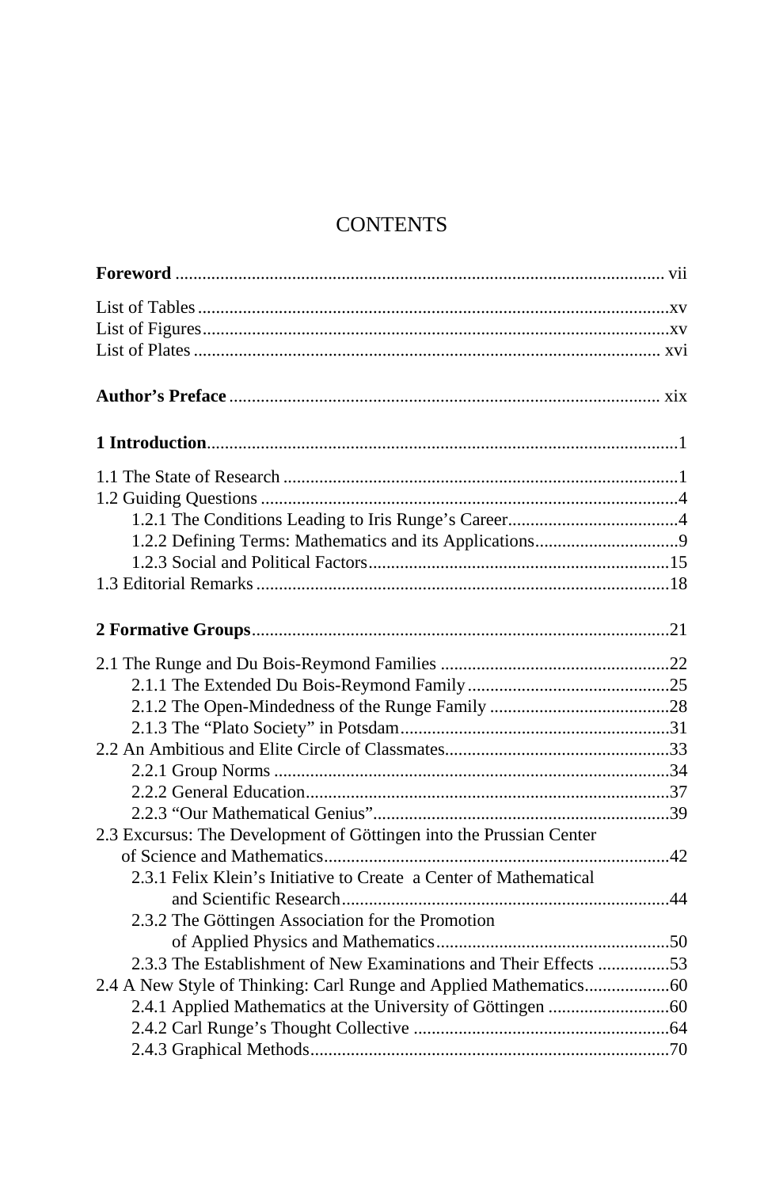# CONTENTS

**Foreword** ............................................................................................................ vii

List of Tables ........................................................................................................xv
List of Figures.......................................................................................................xv
List of Plates ....................................................................................................... xvi

**Author's Preface** ............................................................................................... xix

**1 Introduction**.......................................................................................................1

1.1 The State of Research .......................................................................................1
1.2 Guiding Questions ............................................................................................4
    1.2.1 The Conditions Leading to Iris Runge's Career......................................4
    1.2.2 Defining Terms: Mathematics and its Applications................................9
    1.2.3 Social and Political Factors..................................................................15
1.3 Editorial Remarks ............................................................................................18

**2 Formative Groups**............................................................................................21

2.1 The Runge and Du Bois-Reymond Families ...................................................22
    2.1.1 The Extended Du Bois-Reymond Family.............................................25
    2.1.2 The Open-Mindedness of the Runge Family ........................................28
    2.1.3 The "Plato Society" in Potsdam............................................................31
2.2 An Ambitious and Elite Circle of Classmates..................................................33
    2.2.1 Group Norms ........................................................................................34
    2.2.2 General Education.................................................................................37
    2.2.3 "Our Mathematical Genius"..................................................................39
2.3 Excursus: The Development of Göttingen into the Prussian Center of Science and Mathematics............................................................................42
    2.3.1 Felix Klein's Initiative to Create a Center of Mathematical and Scientific Research........................................................................44
    2.3.2 The Göttingen Association for the Promotion of Applied Physics and Mathematics....................................................50
    2.3.3 The Establishment of New Examinations and Their Effects ................53
2.4 A New Style of Thinking: Carl Runge and Applied Mathematics...................60
    2.4.1 Applied Mathematics at the University of Göttingen ...........................60
    2.4.2 Carl Runge's Thought Collective .........................................................64
    2.4.3 Graphical Methods................................................................................70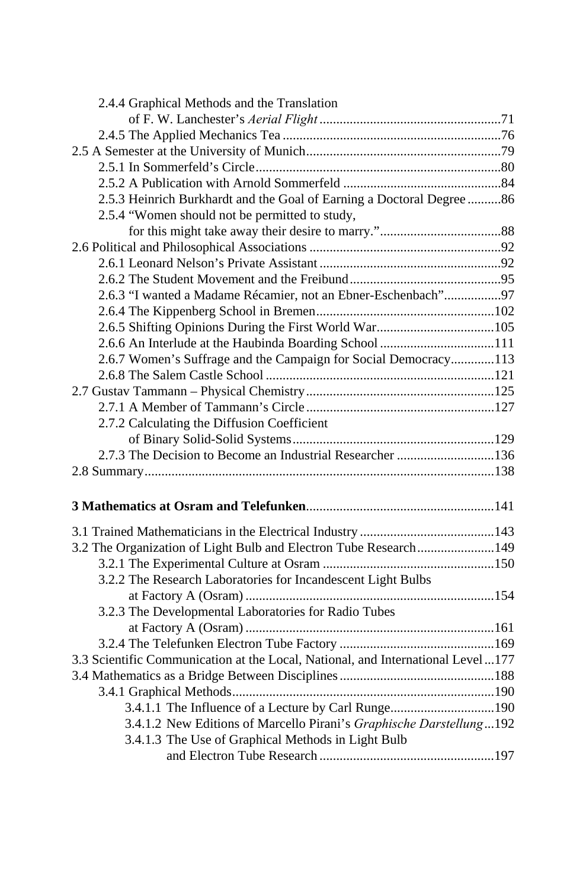2.4.4 Graphical Methods and the Translation of F. W. Lanchester's *Aerial Flight* ....................................................71

2.4.5 The Applied Mechanics Tea ....................................................76

2.5 A Semester at the University of Munich....................................................79

2.5.1 In Sommerfeld's Circle....................................................80

2.5.2 A Publication with Arnold Sommerfeld ....................................................84

2.5.3 Heinrich Burkhardt and the Goal of Earning a Doctoral Degree ..........86

2.5.4 "Women should not be permitted to study, for this might take away their desire to marry." ....................................................88

2.6 Political and Philosophical Associations ....................................................92

2.6.1 Leonard Nelson's Private Assistant ....................................................92

2.6.2 The Student Movement and the Freibund....................................................95

2.6.3 "I wanted a Madame Récamier, not an Ebner-Eschenbach"................97

2.6.4 The Kippenberg School in Bremen....................................................102

2.6.5 Shifting Opinions During the First World War....................................................105

2.6.6 An Interlude at the Haubinda Boarding School ....................................................111

2.6.7 Women's Suffrage and the Campaign for Social Democracy............113

2.6.8 The Salem Castle School ....................................................121

2.7 Gustav Tammann – Physical Chemistry....................................................125

2.7.1 A Member of Tammann's Circle ....................................................127

2.7.2 Calculating the Diffusion Coefficient of Binary Solid-Solid Systems....................................................129

2.7.3 The Decision to Become an Industrial Researcher ....................................................136

2.8 Summary....................................................138

**3 Mathematics at Osram and Telefunken**....................................................141

3.1 Trained Mathematicians in the Electrical Industry ....................................................143

3.2 The Organization of Light Bulb and Electron Tube Research....................................................149

3.2.1 The Experimental Culture at Osram ....................................................150

3.2.2 The Research Laboratories for Incandescent Light Bulbs at Factory A (Osram) ....................................................154

3.2.3 The Developmental Laboratories for Radio Tubes at Factory A (Osram) ....................................................161

3.2.4 The Telefunken Electron Tube Factory ....................................................169

3.3 Scientific Communication at the Local, National, and International Level...177

3.4 Mathematics as a Bridge Between Disciplines....................................................188

3.4.1 Graphical Methods....................................................190

3.4.1.1 The Influence of a Lecture by Carl Runge....................................................190

3.4.1.2 New Editions of Marcello Pirani's *Graphische Darstellung*...192

3.4.1.3 The Use of Graphical Methods in Light Bulb and Electron Tube Research ....................................................197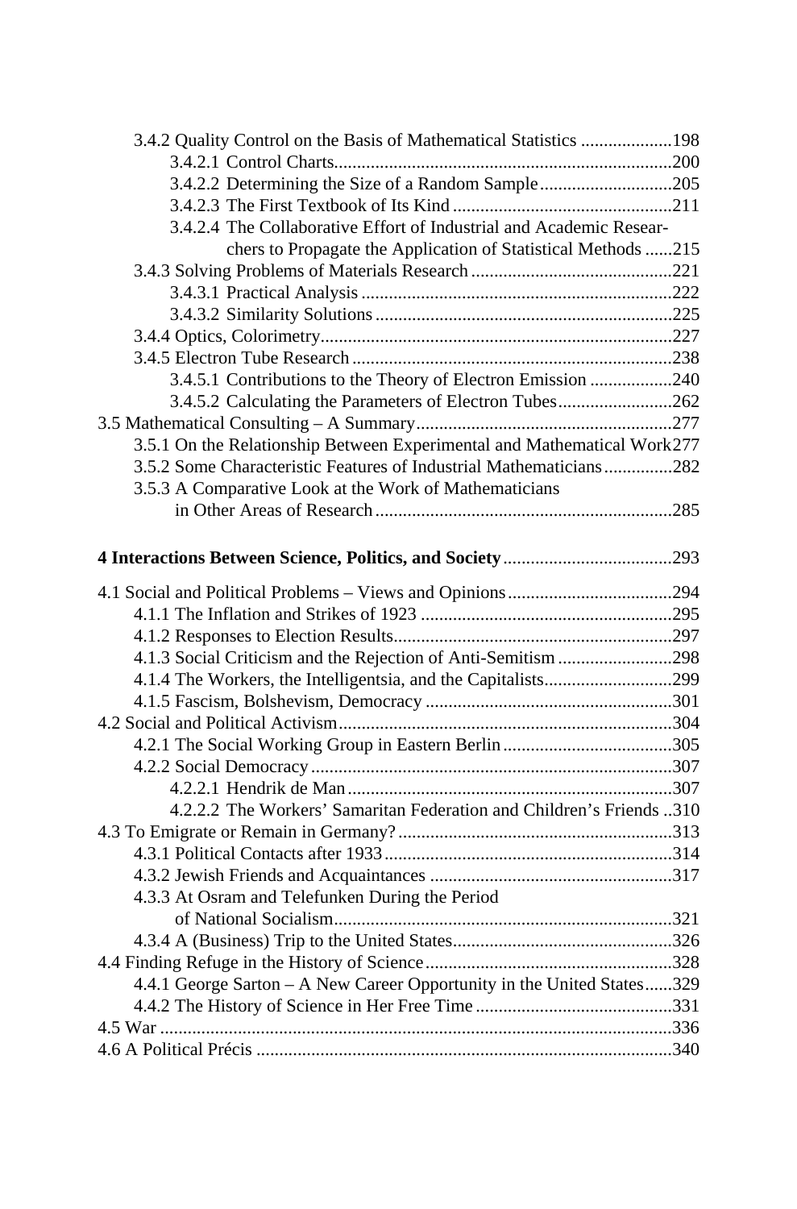3.4.2 Quality Control on the Basis of Mathematical Statistics ....................198
3.4.2.1 Control Charts..........................................................................200
3.4.2.2 Determining the Size of a Random Sample............................205
3.4.2.3 The First Textbook of Its Kind ................................................211
3.4.2.4 The Collaborative Effort of Industrial and Academic Researchers to Propagate the Application of Statistical Methods ......215
3.4.3 Solving Problems of Materials Research ............................................221
3.4.3.1 Practical Analysis ....................................................................222
3.4.3.2 Similarity Solutions .................................................................225
3.4.4 Optics, Colorimetry............................................................................227
3.4.5 Electron Tube Research .....................................................................238
3.4.5.1 Contributions to the Theory of Electron Emission ..................240
3.4.5.2 Calculating the Parameters of Electron Tubes.........................262
3.5 Mathematical Consulting – A Summary........................................................277
3.5.1 On the Relationship Between Experimental and Mathematical Work277
3.5.2 Some Characteristic Features of Industrial Mathematicians...............282
3.5.3 A Comparative Look at the Work of Mathematicians in Other Areas of Research ................................................................285

**4 Interactions Between Science, Politics, and Society**.....................................293

4.1 Social and Political Problems – Views and Opinions....................................294
4.1.1 The Inflation and Strikes of 1923 .......................................................295
4.1.2 Responses to Election Results.............................................................297
4.1.3 Social Criticism and the Rejection of Anti-Semitism .........................298
4.1.4 The Workers, the Intelligentsia, and the Capitalists............................299
4.1.5 Fascism, Bolshevism, Democracy ......................................................301
4.2 Social and Political Activism.........................................................................304
4.2.1 The Social Working Group in Eastern Berlin .....................................305
4.2.2 Social Democracy ...............................................................................307
4.2.2.1 Hendrik de Man .......................................................................307
4.2.2.2 The Workers' Samaritan Federation and Children's Friends ..310
4.3 To Emigrate or Remain in Germany? ............................................................313
4.3.1 Political Contacts after 1933 ...............................................................314
4.3.2 Jewish Friends and Acquaintances .....................................................317
4.3.3 At Osram and Telefunken During the Period of National Socialism..........................................................................321
4.3.4 A (Business) Trip to the United States................................................326
4.4 Finding Refuge in the History of Science......................................................328
4.4.1 George Sarton – A New Career Opportunity in the United States......329
4.4.2 The History of Science in Her Free Time ...........................................331
4.5 War ................................................................................................................336
4.6 A Political Précis ...........................................................................................340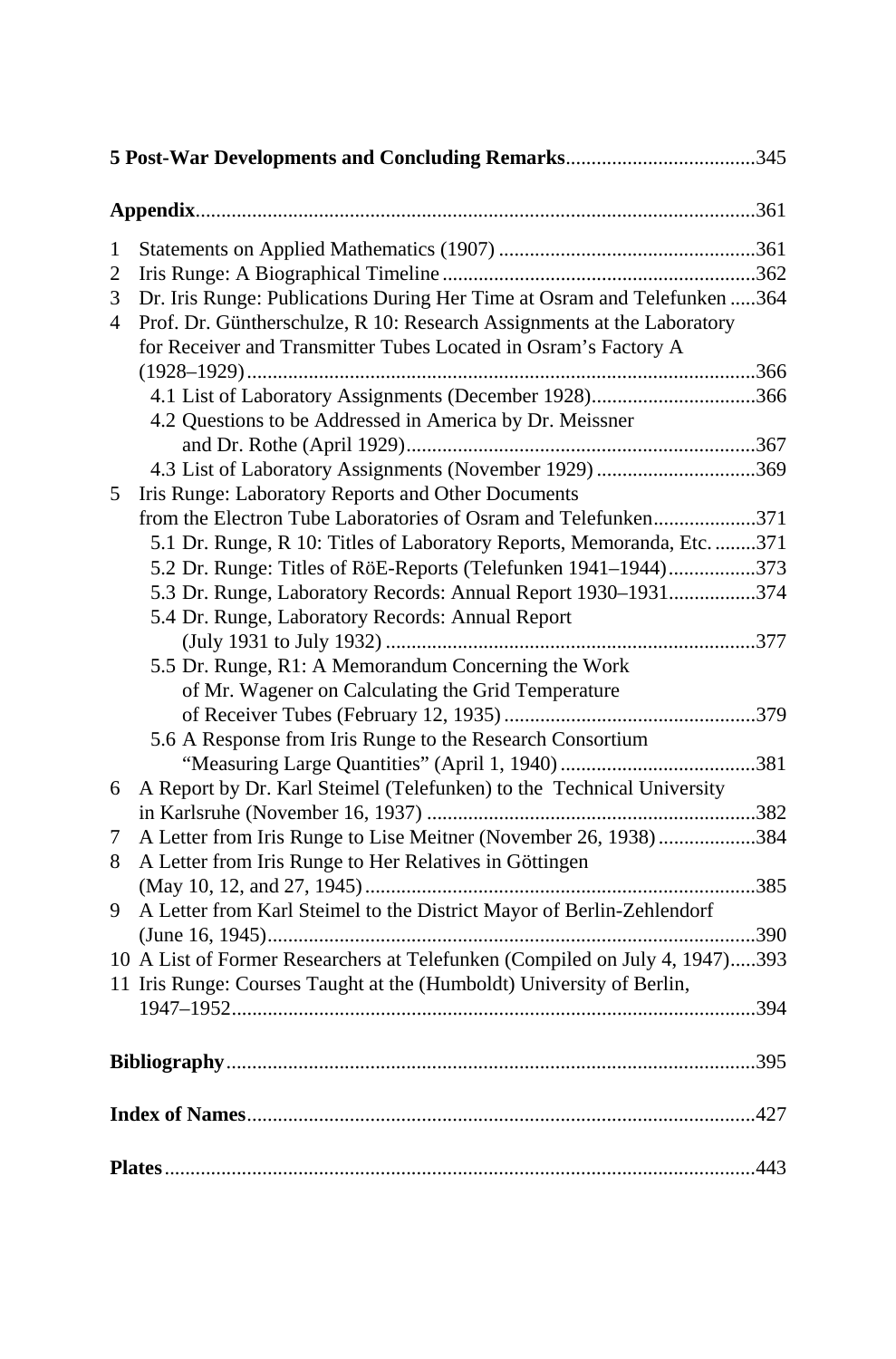**5 Post-War Developments and Concluding Remarks** .................................... 345

**Appendix** ............................................................................................................ 361

1 Statements on Applied Mathematics (1907) .................................................. 361
2 Iris Runge: A Biographical Timeline ............................................................. 362
3 Dr. Iris Runge: Publications During Her Time at Osram and Telefunken ..... 364
4 Prof. Dr. Güntherschulze, R 10: Research Assignments at the Laboratory for Receiver and Transmitter Tubes Located in Osram's Factory A (1928–1929) ................................................................................................... 366
   4.1 List of Laboratory Assignments (December 1928) ................................ 366
   4.2 Questions to be Addressed in America by Dr. Meissner and Dr. Rothe (April 1929) .................................................................... 367
   4.3 List of Laboratory Assignments (November 1929) ............................... 369
5 Iris Runge: Laboratory Reports and Other Documents from the Electron Tube Laboratories of Osram and Telefunken .................... 371
   5.1 Dr. Runge, R 10: Titles of Laboratory Reports, Memoranda, Etc. ........ 371
   5.2 Dr. Runge: Titles of RöE-Reports (Telefunken 1941–1944) ................. 373
   5.3 Dr. Runge, Laboratory Records: Annual Report 1930–1931 ................. 374
   5.4 Dr. Runge, Laboratory Records: Annual Report (July 1931 to July 1932) ........................................................................ 377
   5.5 Dr. Runge, R1: A Memorandum Concerning the Work of Mr. Wagener on Calculating the Grid Temperature of Receiver Tubes (February 12, 1935) ................................................. 379
   5.6 A Response from Iris Runge to the Research Consortium "Measuring Large Quantities" (April 1, 1940) ...................................... 381
6 A Report by Dr. Karl Steimel (Telefunken) to the Technical University in Karlsruhe (November 16, 1937) ................................................................ 382
7 A Letter from Iris Runge to Lise Meitner (November 26, 1938) ................... 384
8 A Letter from Iris Runge to Her Relatives in Göttingen (May 10, 12, and 27, 1945) ............................................................................ 385
9 A Letter from Karl Steimel to the District Mayor of Berlin-Zehlendorf (June 16, 1945) .............................................................................................. 390
10 A List of Former Researchers at Telefunken (Compiled on July 4, 1947) ..... 393
11 Iris Runge: Courses Taught at the (Humboldt) University of Berlin, 1947–1952 ..................................................................................................... 394

**Bibliography** ...................................................................................................... 395

**Index of Names** .................................................................................................. 427

**Plates** .................................................................................................................. 443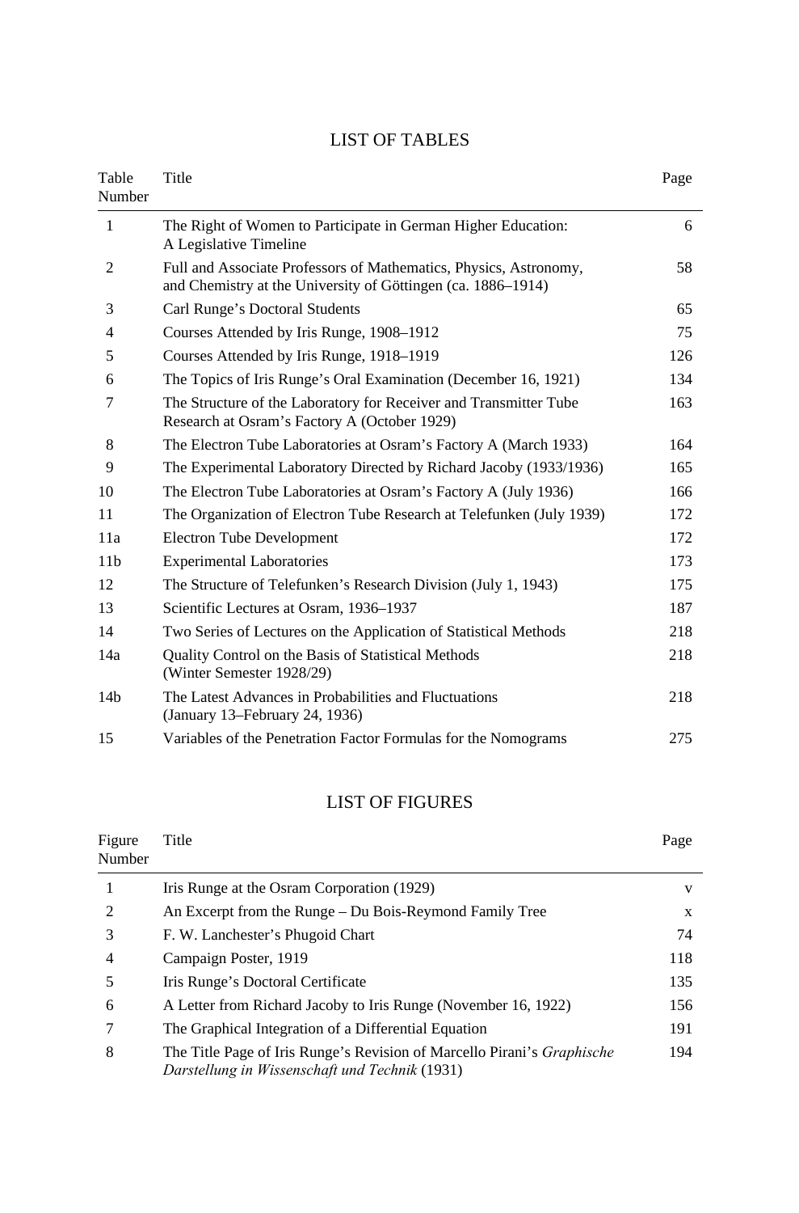## LIST OF TABLES

| Table Number | Title | Page |
|---|---|---|
| 1 | The Right of Women to Participate in German Higher Education: A Legislative Timeline | 6 |
| 2 | Full and Associate Professors of Mathematics, Physics, Astronomy, and Chemistry at the University of Göttingen (ca. 1886–1914) | 58 |
| 3 | Carl Runge's Doctoral Students | 65 |
| 4 | Courses Attended by Iris Runge, 1908–1912 | 75 |
| 5 | Courses Attended by Iris Runge, 1918–1919 | 126 |
| 6 | The Topics of Iris Runge's Oral Examination (December 16, 1921) | 134 |
| 7 | The Structure of the Laboratory for Receiver and Transmitter Tube Research at Osram's Factory A (October 1929) | 163 |
| 8 | The Electron Tube Laboratories at Osram's Factory A (March 1933) | 164 |
| 9 | The Experimental Laboratory Directed by Richard Jacoby (1933/1936) | 165 |
| 10 | The Electron Tube Laboratories at Osram's Factory A (July 1936) | 166 |
| 11 | The Organization of Electron Tube Research at Telefunken (July 1939) | 172 |
| 11a | Electron Tube Development | 172 |
| 11b | Experimental Laboratories | 173 |
| 12 | The Structure of Telefunken's Research Division (July 1, 1943) | 175 |
| 13 | Scientific Lectures at Osram, 1936–1937 | 187 |
| 14 | Two Series of Lectures on the Application of Statistical Methods | 218 |
| 14a | Quality Control on the Basis of Statistical Methods (Winter Semester 1928/29) | 218 |
| 14b | The Latest Advances in Probabilities and Fluctuations (January 13–February 24, 1936) | 218 |
| 15 | Variables of the Penetration Factor Formulas for the Nomograms | 275 |

## LIST OF FIGURES

| Figure Number | Title | Page |
|---|---|---|
| 1 | Iris Runge at the Osram Corporation (1929) | v |
| 2 | An Excerpt from the Runge – Du Bois-Reymond Family Tree | x |
| 3 | F. W. Lanchester's Phugoid Chart | 74 |
| 4 | Campaign Poster, 1919 | 118 |
| 5 | Iris Runge's Doctoral Certificate | 135 |
| 6 | A Letter from Richard Jacoby to Iris Runge (November 16, 1922) | 156 |
| 7 | The Graphical Integration of a Differential Equation | 191 |
| 8 | The Title Page of Iris Runge's Revision of Marcello Pirani's *Graphische Darstellung in Wissenschaft und Technik* (1931) | 194 |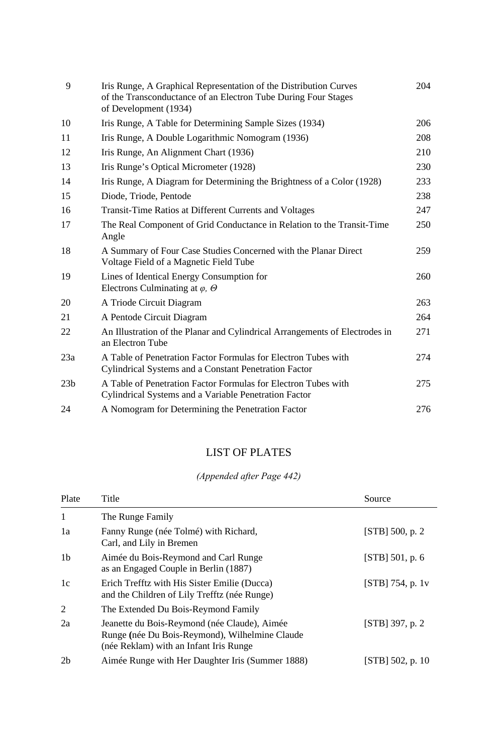| | | |
|---|---|---|
| 9 | Iris Runge, A Graphical Representation of the Distribution Curves of the Transconductance of an Electron Tube During Four Stages of Development (1934) | 204 |
| 10 | Iris Runge, A Table for Determining Sample Sizes (1934) | 206 |
| 11 | Iris Runge, A Double Logarithmic Nomogram (1936) | 208 |
| 12 | Iris Runge, An Alignment Chart (1936) | 210 |
| 13 | Iris Runge's Optical Micrometer (1928) | 230 |
| 14 | Iris Runge, A Diagram for Determining the Brightness of a Color (1928) | 233 |
| 15 | Diode, Triode, Pentode | 238 |
| 16 | Transit-Time Ratios at Different Currents and Voltages | 247 |
| 17 | The Real Component of Grid Conductance in Relation to the Transit-Time Angle | 250 |
| 18 | A Summary of Four Case Studies Concerned with the Planar Direct Voltage Field of a Magnetic Field Tube | 259 |
| 19 | Lines of Identical Energy Consumption for Electrons Culminating at $\varphi$, $\Theta$ | 260 |
| 20 | A Triode Circuit Diagram | 263 |
| 21 | A Pentode Circuit Diagram | 264 |
| 22 | An Illustration of the Planar and Cylindrical Arrangements of Electrodes in an Electron Tube | 271 |
| 23a | A Table of Penetration Factor Formulas for Electron Tubes with Cylindrical Systems and a Constant Penetration Factor | 274 |
| 23b | A Table of Penetration Factor Formulas for Electron Tubes with Cylindrical Systems and a Variable Penetration Factor | 275 |
| 24 | A Nomogram for Determining the Penetration Factor | 276 |

## LIST OF PLATES

*(Appended after Page 442)*

| Plate | Title | Source |
|---|---|---|
| 1 | The Runge Family | |
| 1a | Fanny Runge (née Tolmé) with Richard, Carl, and Lily in Bremen | [STB] 500, p. 2 |
| 1b | Aimée du Bois-Reymond and Carl Runge as an Engaged Couple in Berlin (1887) | [STB] 501, p. 6 |
| 1c | Erich Trefftz with His Sister Emilie (Ducca) and the Children of Lily Trefftz (née Runge) | [STB] 754, p. 1v |
| 2 | The Extended Du Bois-Reymond Family | |
| 2a | Jeanette du Bois-Reymond (née Claude), Aimée Runge (née Du Bois-Reymond), Wilhelmine Claude (née Reklam) with an Infant Iris Runge | [STB] 397, p. 2 |
| 2b | Aimée Runge with Her Daughter Iris (Summer 1888) | [STB] 502, p. 10 |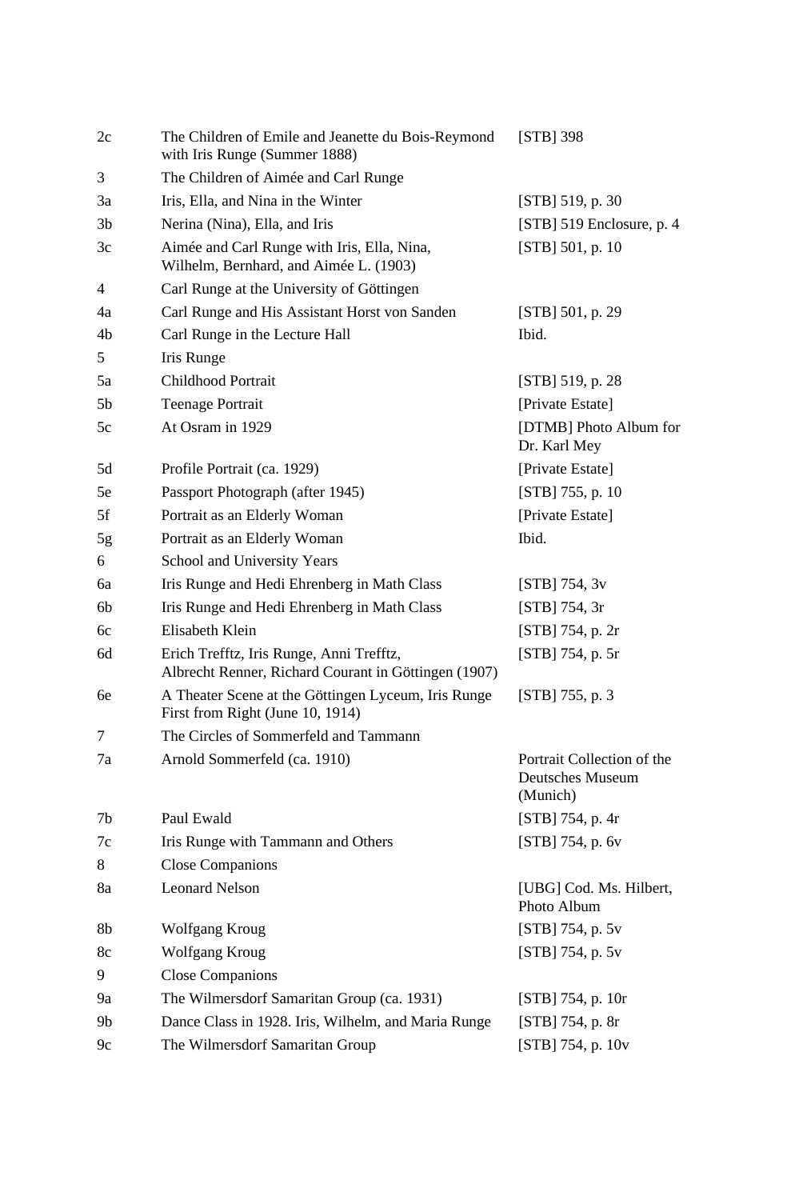| | | |
|---|---|---|
| 2c | The Children of Emile and Jeanette du Bois-Reymond with Iris Runge (Summer 1888) | [STB] 398 |
| 3 | The Children of Aimée and Carl Runge | |
| 3a | Iris, Ella, and Nina in the Winter | [STB] 519, p. 30 |
| 3b | Nerina (Nina), Ella, and Iris | [STB] 519 Enclosure, p. 4 |
| 3c | Aimée and Carl Runge with Iris, Ella, Nina, Wilhelm, Bernhard, and Aimée L. (1903) | [STB] 501, p. 10 |
| 4 | Carl Runge at the University of Göttingen | |
| 4a | Carl Runge and His Assistant Horst von Sanden | [STB] 501, p. 29 |
| 4b | Carl Runge in the Lecture Hall | Ibid. |
| 5 | Iris Runge | |
| 5a | Childhood Portrait | [STB] 519, p. 28 |
| 5b | Teenage Portrait | [Private Estate] |
| 5c | At Osram in 1929 | [DTMB] Photo Album for Dr. Karl Mey |
| 5d | Profile Portrait (ca. 1929) | [Private Estate] |
| 5e | Passport Photograph (after 1945) | [STB] 755, p. 10 |
| 5f | Portrait as an Elderly Woman | [Private Estate] |
| 5g | Portrait as an Elderly Woman | Ibid. |
| 6 | School and University Years | |
| 6a | Iris Runge and Hedi Ehrenberg in Math Class | [STB] 754, 3v |
| 6b | Iris Runge and Hedi Ehrenberg in Math Class | [STB] 754, 3r |
| 6c | Elisabeth Klein | [STB] 754, p. 2r |
| 6d | Erich Trefftz, Iris Runge, Anni Trefftz, Albrecht Renner, Richard Courant in Göttingen (1907) | [STB] 754, p. 5r |
| 6e | A Theater Scene at the Göttingen Lyceum, Iris Runge First from Right (June 10, 1914) | [STB] 755, p. 3 |
| 7 | The Circles of Sommerfeld and Tammann | |
| 7a | Arnold Sommerfeld (ca. 1910) | Portrait Collection of the Deutsches Museum (Munich) |
| 7b | Paul Ewald | [STB] 754, p. 4r |
| 7c | Iris Runge with Tammann and Others | [STB] 754, p. 6v |
| 8 | Close Companions | |
| 8a | Leonard Nelson | [UBG] Cod. Ms. Hilbert, Photo Album |
| 8b | Wolfgang Kroug | [STB] 754, p. 5v |
| 8c | Wolfgang Kroug | [STB] 754, p. 5v |
| 9 | Close Companions | |
| 9a | The Wilmersdorf Samaritan Group (ca. 1931) | [STB] 754, p. 10r |
| 9b | Dance Class in 1928. Iris, Wilhelm, and Maria Runge | [STB] 754, p. 8r |
| 9c | The Wilmersdorf Samaritan Group | [STB] 754, p. 10v |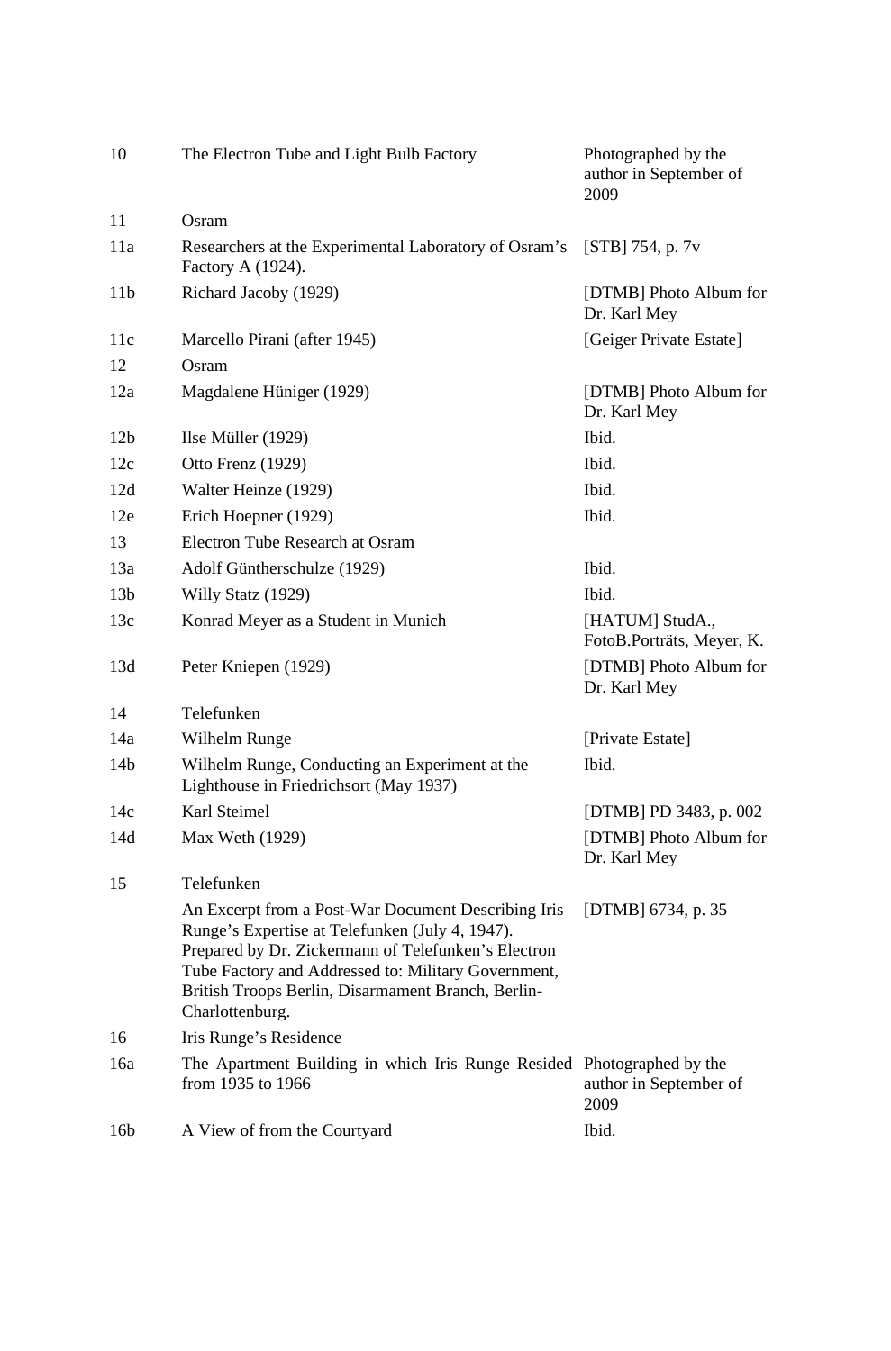| | | |
|---|---|---|
| 10 | The Electron Tube and Light Bulb Factory | Photographed by the author in September of 2009 |
| 11 | Osram | |
| 11a | Researchers at the Experimental Laboratory of Osram's Factory A (1924). | [STB] 754, p. 7v |
| 11b | Richard Jacoby (1929) | [DTMB] Photo Album for Dr. Karl Mey |
| 11c | Marcello Pirani (after 1945) | [Geiger Private Estate] |
| 12 | Osram | |
| 12a | Magdalene Hüniger (1929) | [DTMB] Photo Album for Dr. Karl Mey |
| 12b | Ilse Müller (1929) | Ibid. |
| 12c | Otto Frenz (1929) | Ibid. |
| 12d | Walter Heinze (1929) | Ibid. |
| 12e | Erich Hoepner (1929) | Ibid. |
| 13 | Electron Tube Research at Osram | |
| 13a | Adolf Güntherschulze (1929) | Ibid. |
| 13b | Willy Statz (1929) | Ibid. |
| 13c | Konrad Meyer as a Student in Munich | [HATUM] StudA., FotoB.Porträts, Meyer, K. |
| 13d | Peter Kniepen (1929) | [DTMB] Photo Album for Dr. Karl Mey |
| 14 | Telefunken | |
| 14a | Wilhelm Runge | [Private Estate] |
| 14b | Wilhelm Runge, Conducting an Experiment at the Lighthouse in Friedrichsort (May 1937) | Ibid. |
| 14c | Karl Steimel | [DTMB] PD 3483, p. 002 |
| 14d | Max Weth (1929) | [DTMB] Photo Album for Dr. Karl Mey |
| 15 | Telefunken | |
| | An Excerpt from a Post-War Document Describing Iris Runge's Expertise at Telefunken (July 4, 1947). Prepared by Dr. Zickermann of Telefunken's Electron Tube Factory and Addressed to: Military Government, British Troops Berlin, Disarmament Branch, Berlin-Charlottenburg. | [DTMB] 6734, p. 35 |
| 16 | Iris Runge's Residence | |
| 16a | The Apartment Building in which Iris Runge Resided from 1935 to 1966 | Photographed by the author in September of 2009 |
| 16b | A View of from the Courtyard | Ibid. |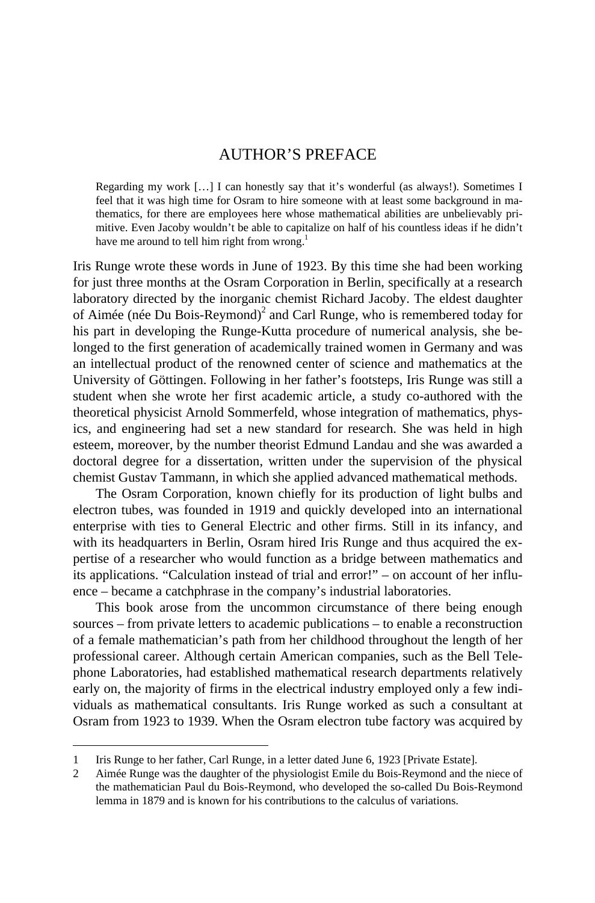# AUTHOR'S PREFACE

> Regarding my work […] I can honestly say that it's wonderful (as always!). Sometimes I feel that it was high time for Osram to hire someone with at least some background in mathematics, for there are employees here whose mathematical abilities are unbelievably primitive. Even Jacoby wouldn't be able to capitalize on half of his countless ideas if he didn't have me around to tell him right from wrong.[1]

Iris Runge wrote these words in June of 1923. By this time she had been working for just three months at the Osram Corporation in Berlin, specifically at a research laboratory directed by the inorganic chemist Richard Jacoby. The eldest daughter of Aimée (née Du Bois-Reymond)[2] and Carl Runge, who is remembered today for his part in developing the Runge-Kutta procedure of numerical analysis, she belonged to the first generation of academically trained women in Germany and was an intellectual product of the renowned center of science and mathematics at the University of Göttingen. Following in her father's footsteps, Iris Runge was still a student when she wrote her first academic article, a study co-authored with the theoretical physicist Arnold Sommerfeld, whose integration of mathematics, physics, and engineering had set a new standard for research. She was held in high esteem, moreover, by the number theorist Edmund Landau and she was awarded a doctoral degree for a dissertation, written under the supervision of the physical chemist Gustav Tammann, in which she applied advanced mathematical methods.

The Osram Corporation, known chiefly for its production of light bulbs and electron tubes, was founded in 1919 and quickly developed into an international enterprise with ties to General Electric and other firms. Still in its infancy, and with its headquarters in Berlin, Osram hired Iris Runge and thus acquired the expertise of a researcher who would function as a bridge between mathematics and its applications. "Calculation instead of trial and error!" – on account of her influence – became a catchphrase in the company's industrial laboratories.

This book arose from the uncommon circumstance of there being enough sources – from private letters to academic publications – to enable a reconstruction of a female mathematician's path from her childhood throughout the length of her professional career. Although certain American companies, such as the Bell Telephone Laboratories, had established mathematical research departments relatively early on, the majority of firms in the electrical industry employed only a few individuals as mathematical consultants. Iris Runge worked as such a consultant at Osram from 1923 to 1939. When the Osram electron tube factory was acquired by

---

1 Iris Runge to her father, Carl Runge, in a letter dated June 6, 1923 [Private Estate].

2 Aimée Runge was the daughter of the physiologist Emile du Bois-Reymond and the niece of the mathematician Paul du Bois-Reymond, who developed the so-called Du Bois-Reymond lemma in 1879 and is known for his contributions to the calculus of variations.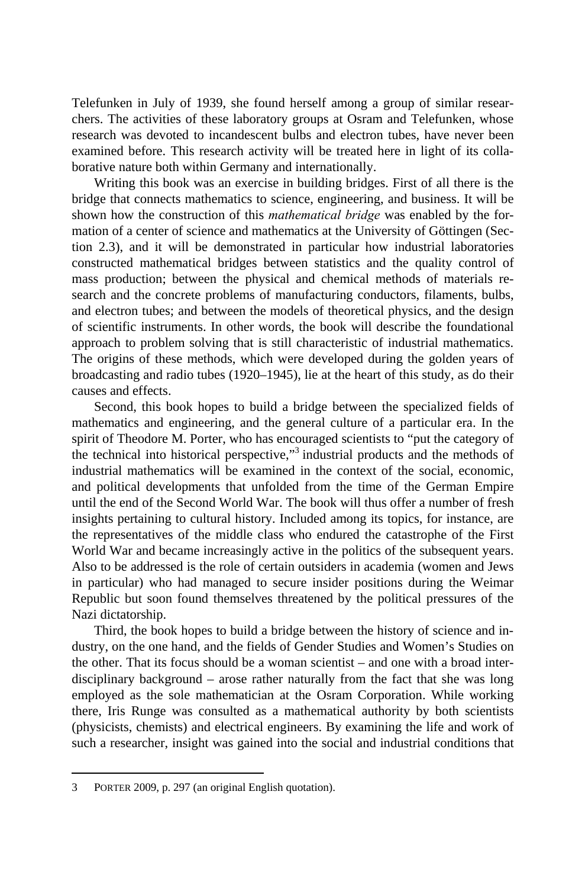Telefunken in July of 1939, she found herself among a group of similar researchers. The activities of these laboratory groups at Osram and Telefunken, whose research was devoted to incandescent bulbs and electron tubes, have never been examined before. This research activity will be treated here in light of its collaborative nature both within Germany and internationally.

Writing this book was an exercise in building bridges. First of all there is the bridge that connects mathematics to science, engineering, and business. It will be shown how the construction of this *mathematical bridge* was enabled by the formation of a center of science and mathematics at the University of Göttingen (Section 2.3), and it will be demonstrated in particular how industrial laboratories constructed mathematical bridges between statistics and the quality control of mass production; between the physical and chemical methods of materials research and the concrete problems of manufacturing conductors, filaments, bulbs, and electron tubes; and between the models of theoretical physics, and the design of scientific instruments. In other words, the book will describe the foundational approach to problem solving that is still characteristic of industrial mathematics. The origins of these methods, which were developed during the golden years of broadcasting and radio tubes (1920–1945), lie at the heart of this study, as do their causes and effects.

Second, this book hopes to build a bridge between the specialized fields of mathematics and engineering, and the general culture of a particular era. In the spirit of Theodore M. Porter, who has encouraged scientists to "put the category of the technical into historical perspective,"[3] industrial products and the methods of industrial mathematics will be examined in the context of the social, economic, and political developments that unfolded from the time of the German Empire until the end of the Second World War. The book will thus offer a number of fresh insights pertaining to cultural history. Included among its topics, for instance, are the representatives of the middle class who endured the catastrophe of the First World War and became increasingly active in the politics of the subsequent years. Also to be addressed is the role of certain outsiders in academia (women and Jews in particular) who had managed to secure insider positions during the Weimar Republic but soon found themselves threatened by the political pressures of the Nazi dictatorship.

Third, the book hopes to build a bridge between the history of science and industry, on the one hand, and the fields of Gender Studies and Women's Studies on the other. That its focus should be a woman scientist – and one with a broad interdisciplinary background – arose rather naturally from the fact that she was long employed as the sole mathematician at the Osram Corporation. While working there, Iris Runge was consulted as a mathematical authority by both scientists (physicists, chemists) and electrical engineers. By examining the life and work of such a researcher, insight was gained into the social and industrial conditions that

---

3 PORTER 2009, p. 297 (an original English quotation).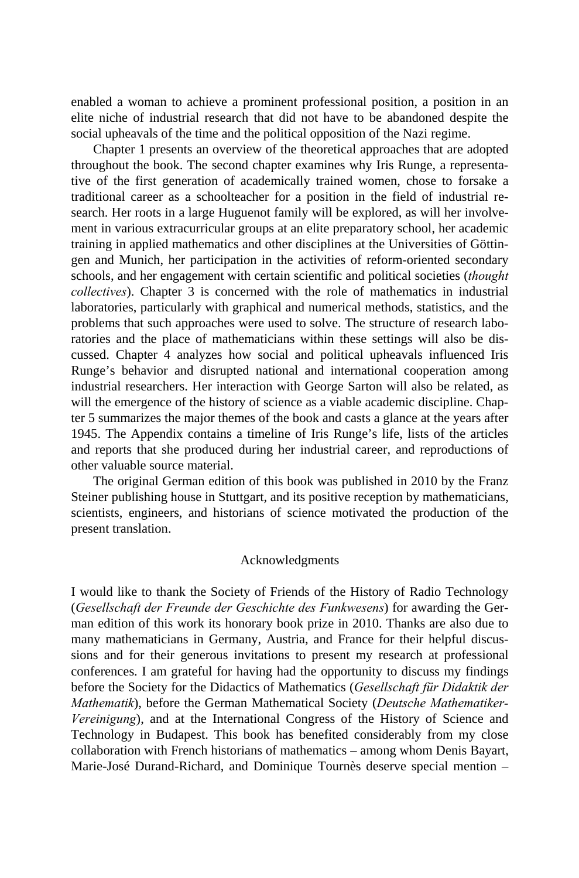enabled a woman to achieve a prominent professional position, a position in an elite niche of industrial research that did not have to be abandoned despite the social upheavals of the time and the political opposition of the Nazi regime.

Chapter 1 presents an overview of the theoretical approaches that are adopted throughout the book. The second chapter examines why Iris Runge, a representative of the first generation of academically trained women, chose to forsake a traditional career as a schoolteacher for a position in the field of industrial research. Her roots in a large Huguenot family will be explored, as will her involvement in various extracurricular groups at an elite preparatory school, her academic training in applied mathematics and other disciplines at the Universities of Göttingen and Munich, her participation in the activities of reform-oriented secondary schools, and her engagement with certain scientific and political societies (*thought collectives*). Chapter 3 is concerned with the role of mathematics in industrial laboratories, particularly with graphical and numerical methods, statistics, and the problems that such approaches were used to solve. The structure of research laboratories and the place of mathematicians within these settings will also be discussed. Chapter 4 analyzes how social and political upheavals influenced Iris Runge's behavior and disrupted national and international cooperation among industrial researchers. Her interaction with George Sarton will also be related, as will the emergence of the history of science as a viable academic discipline. Chapter 5 summarizes the major themes of the book and casts a glance at the years after 1945. The Appendix contains a timeline of Iris Runge's life, lists of the articles and reports that she produced during her industrial career, and reproductions of other valuable source material.

The original German edition of this book was published in 2010 by the Franz Steiner publishing house in Stuttgart, and its positive reception by mathematicians, scientists, engineers, and historians of science motivated the production of the present translation.

## Acknowledgments

I would like to thank the Society of Friends of the History of Radio Technology (*Gesellschaft der Freunde der Geschichte des Funkwesens*) for awarding the German edition of this work its honorary book prize in 2010. Thanks are also due to many mathematicians in Germany, Austria, and France for their helpful discussions and for their generous invitations to present my research at professional conferences. I am grateful for having had the opportunity to discuss my findings before the Society for the Didactics of Mathematics (*Gesellschaft für Didaktik der Mathematik*), before the German Mathematical Society (*Deutsche Mathematiker-Vereinigung*), and at the International Congress of the History of Science and Technology in Budapest. This book has benefited considerably from my close collaboration with French historians of mathematics – among whom Denis Bayart, Marie-José Durand-Richard, and Dominique Tournès deserve special mention –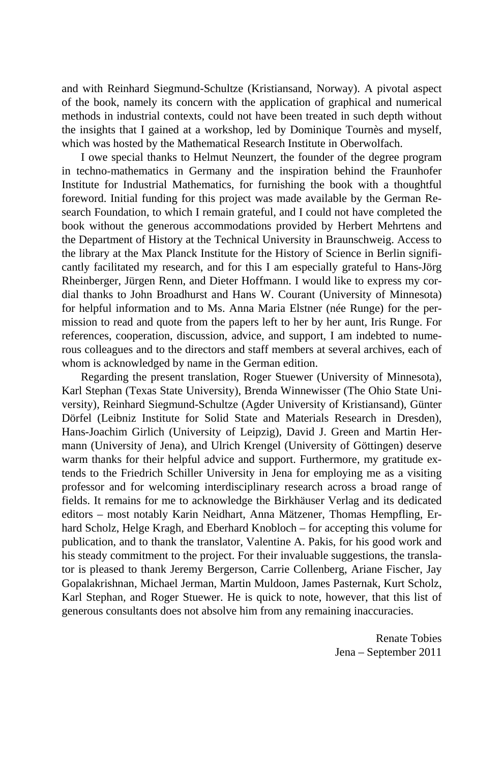and with Reinhard Siegmund-Schultze (Kristiansand, Norway). A pivotal aspect of the book, namely its concern with the application of graphical and numerical methods in industrial contexts, could not have been treated in such depth without the insights that I gained at a workshop, led by Dominique Tournès and myself, which was hosted by the Mathematical Research Institute in Oberwolfach.

I owe special thanks to Helmut Neunzert, the founder of the degree program in techno-mathematics in Germany and the inspiration behind the Fraunhofer Institute for Industrial Mathematics, for furnishing the book with a thoughtful foreword. Initial funding for this project was made available by the German Research Foundation, to which I remain grateful, and I could not have completed the book without the generous accommodations provided by Herbert Mehrtens and the Department of History at the Technical University in Braunschweig. Access to the library at the Max Planck Institute for the History of Science in Berlin significantly facilitated my research, and for this I am especially grateful to Hans-Jörg Rheinberger, Jürgen Renn, and Dieter Hoffmann. I would like to express my cordial thanks to John Broadhurst and Hans W. Courant (University of Minnesota) for helpful information and to Ms. Anna Maria Elstner (née Runge) for the permission to read and quote from the papers left to her by her aunt, Iris Runge. For references, cooperation, discussion, advice, and support, I am indebted to numerous colleagues and to the directors and staff members at several archives, each of whom is acknowledged by name in the German edition.

Regarding the present translation, Roger Stuewer (University of Minnesota), Karl Stephan (Texas State University), Brenda Winnewisser (The Ohio State University), Reinhard Siegmund-Schultze (Agder University of Kristiansand), Günter Dörfel (Leibniz Institute for Solid State and Materials Research in Dresden), Hans-Joachim Girlich (University of Leipzig), David J. Green and Martin Hermann (University of Jena), and Ulrich Krengel (University of Göttingen) deserve warm thanks for their helpful advice and support. Furthermore, my gratitude extends to the Friedrich Schiller University in Jena for employing me as a visiting professor and for welcoming interdisciplinary research across a broad range of fields. It remains for me to acknowledge the Birkhäuser Verlag and its dedicated editors – most notably Karin Neidhart, Anna Mätzener, Thomas Hempfling, Erhard Scholz, Helge Kragh, and Eberhard Knobloch – for accepting this volume for publication, and to thank the translator, Valentine A. Pakis, for his good work and his steady commitment to the project. For their invaluable suggestions, the translator is pleased to thank Jeremy Bergerson, Carrie Collenberg, Ariane Fischer, Jay Gopalakrishnan, Michael Jerman, Martin Muldoon, James Pasternak, Kurt Scholz, Karl Stephan, and Roger Stuewer. He is quick to note, however, that this list of generous consultants does not absolve him from any remaining inaccuracies.

Renate Tobies
Jena – September 2011